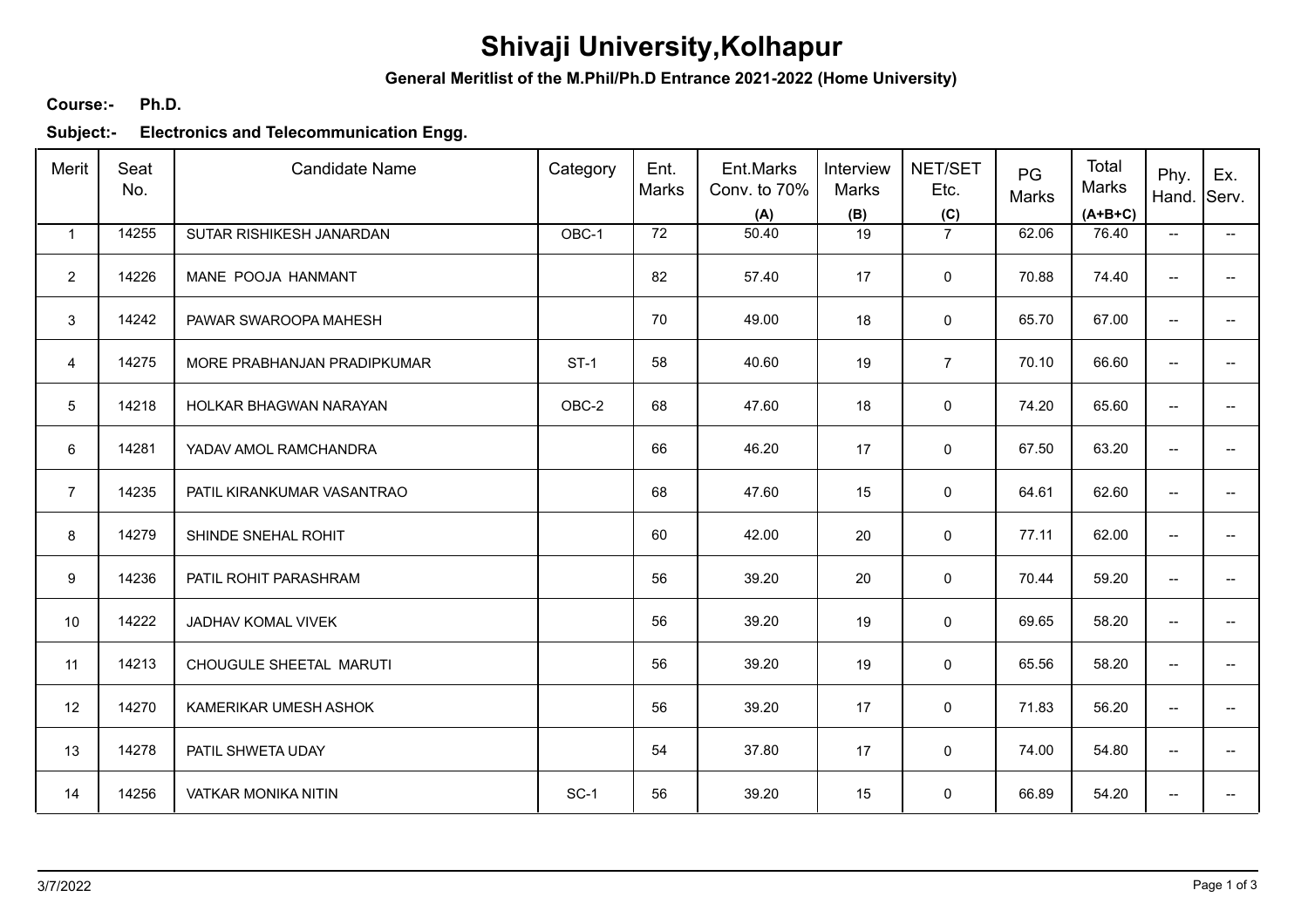# Shivaji University,Kolhapur

**General Meritlist of the M.Phil/Ph.D Entrance 2021-2022 (Home University)**

**Course:-** **Ph.D.**

**Subject:-** **Electronics and Telecommunication Engg.**

| Merit | Seat No. | Candidate Name | Category | Ent. Marks | Ent.Marks Conv. to 70% (A) | Interview Marks (B) | NET/SET Etc. (C) | PG Marks | Total Marks (A+B+C) | Phy. Hand. | Ex. Serv. |
|---|---|---|---|---|---|---|---|---|---|---|---|
| 1 | 14255 | SUTAR RISHIKESH JANARDAN | OBC-1 | 72 | 50.40 | 19 | 7 | 62.06 | 76.40 | -- | -- |
| 2 | 14226 | MANE POOJA HANMANT | | 82 | 57.40 | 17 | 0 | 70.88 | 74.40 | -- | -- |
| 3 | 14242 | PAWAR SWAROOPA MAHESH | | 70 | 49.00 | 18 | 0 | 65.70 | 67.00 | -- | -- |
| 4 | 14275 | MORE PRABHANJAN PRADIPKUMAR | ST-1 | 58 | 40.60 | 19 | 7 | 70.10 | 66.60 | -- | -- |
| 5 | 14218 | HOLKAR BHAGWAN NARAYAN | OBC-2 | 68 | 47.60 | 18 | 0 | 74.20 | 65.60 | -- | -- |
| 6 | 14281 | YADAV AMOL RAMCHANDRA | | 66 | 46.20 | 17 | 0 | 67.50 | 63.20 | -- | -- |
| 7 | 14235 | PATIL KIRANKUMAR VASANTRAO | | 68 | 47.60 | 15 | 0 | 64.61 | 62.60 | -- | -- |
| 8 | 14279 | SHINDE SNEHAL ROHIT | | 60 | 42.00 | 20 | 0 | 77.11 | 62.00 | -- | -- |
| 9 | 14236 | PATIL ROHIT PARASHRAM | | 56 | 39.20 | 20 | 0 | 70.44 | 59.20 | -- | -- |
| 10 | 14222 | JADHAV KOMAL VIVEK | | 56 | 39.20 | 19 | 0 | 69.65 | 58.20 | -- | -- |
| 11 | 14213 | CHOUGULE SHEETAL MARUTI | | 56 | 39.20 | 19 | 0 | 65.56 | 58.20 | -- | -- |
| 12 | 14270 | KAMERIKAR UMESH ASHOK | | 56 | 39.20 | 17 | 0 | 71.83 | 56.20 | -- | -- |
| 13 | 14278 | PATIL SHWETA UDAY | | 54 | 37.80 | 17 | 0 | 74.00 | 54.80 | -- | -- |
| 14 | 14256 | VATKAR MONIKA NITIN | SC-1 | 56 | 39.20 | 15 | 0 | 66.89 | 54.20 | -- | -- |

3/7/2022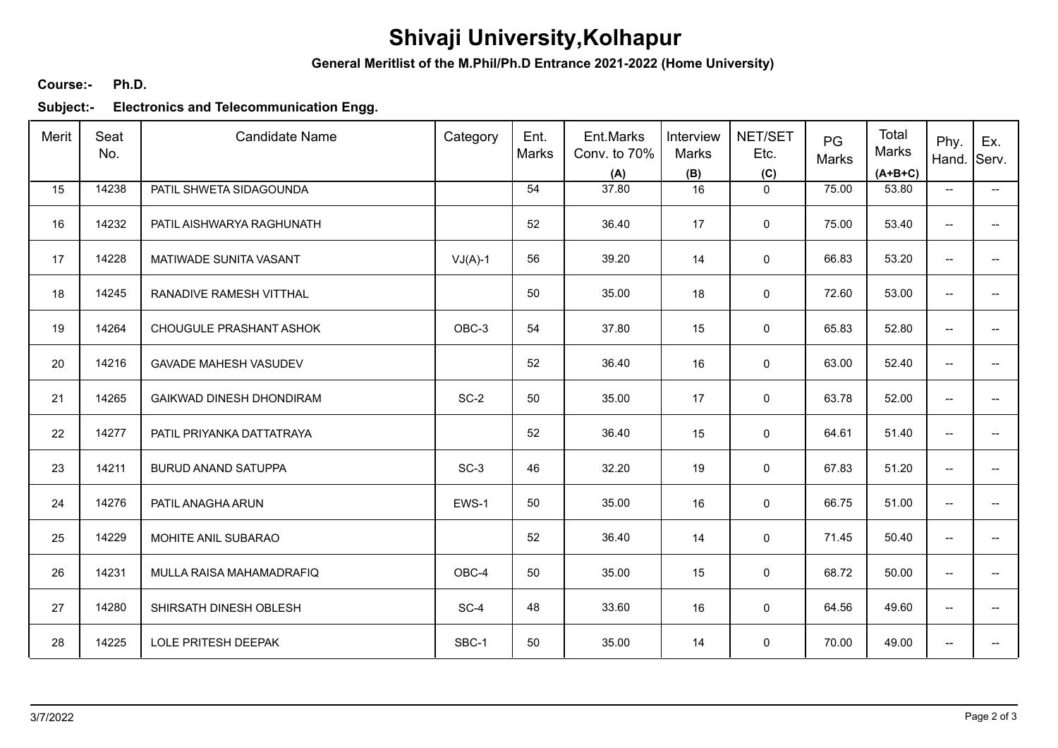# Shivaji University,Kolhapur

**General Meritlist of the M.Phil/Ph.D Entrance 2021-2022 (Home University)**

**Course:-** **Ph.D.**

**Subject:-** **Electronics and Telecommunication Engg.**

| Merit | Seat No. | Candidate Name | Category | Ent. Marks | Ent.Marks Conv. to 70% (A) | Interview Marks (B) | NET/SET Etc. (C) | PG Marks | Total Marks (A+B+C) | Phy. Hand. | Ex. Serv. |
|---|---|---|---|---|---|---|---|---|---|---|---|
| 15 | 14238 | PATIL SHWETA SIDAGOUNDA | | 54 | 37.80 | 16 | 0 | 75.00 | 53.80 | -- | -- |
| 16 | 14232 | PATIL AISHWARYA RAGHUNATH | | 52 | 36.40 | 17 | 0 | 75.00 | 53.40 | -- | -- |
| 17 | 14228 | MATIWADE SUNITA VASANT | VJ(A)-1 | 56 | 39.20 | 14 | 0 | 66.83 | 53.20 | -- | -- |
| 18 | 14245 | RANADIVE RAMESH VITTHAL | | 50 | 35.00 | 18 | 0 | 72.60 | 53.00 | -- | -- |
| 19 | 14264 | CHOUGULE PRASHANT ASHOK | OBC-3 | 54 | 37.80 | 15 | 0 | 65.83 | 52.80 | -- | -- |
| 20 | 14216 | GAVADE MAHESH VASUDEV | | 52 | 36.40 | 16 | 0 | 63.00 | 52.40 | -- | -- |
| 21 | 14265 | GAIKWAD DINESH DHONDIRAM | SC-2 | 50 | 35.00 | 17 | 0 | 63.78 | 52.00 | -- | -- |
| 22 | 14277 | PATIL PRIYANKA DATTATRAYA | | 52 | 36.40 | 15 | 0 | 64.61 | 51.40 | -- | -- |
| 23 | 14211 | BURUD ANAND SATUPPA | SC-3 | 46 | 32.20 | 19 | 0 | 67.83 | 51.20 | -- | -- |
| 24 | 14276 | PATIL ANAGHA ARUN | EWS-1 | 50 | 35.00 | 16 | 0 | 66.75 | 51.00 | -- | -- |
| 25 | 14229 | MOHITE ANIL SUBARAO | | 52 | 36.40 | 14 | 0 | 71.45 | 50.40 | -- | -- |
| 26 | 14231 | MULLA RAISA MAHAMADRAFIQ | OBC-4 | 50 | 35.00 | 15 | 0 | 68.72 | 50.00 | -- | -- |
| 27 | 14280 | SHIRSATH DINESH OBLESH | SC-4 | 48 | 33.60 | 16 | 0 | 64.56 | 49.60 | -- | -- |
| 28 | 14225 | LOLE PRITESH DEEPAK | SBC-1 | 50 | 35.00 | 14 | 0 | 70.00 | 49.00 | -- | -- |

3/7/2022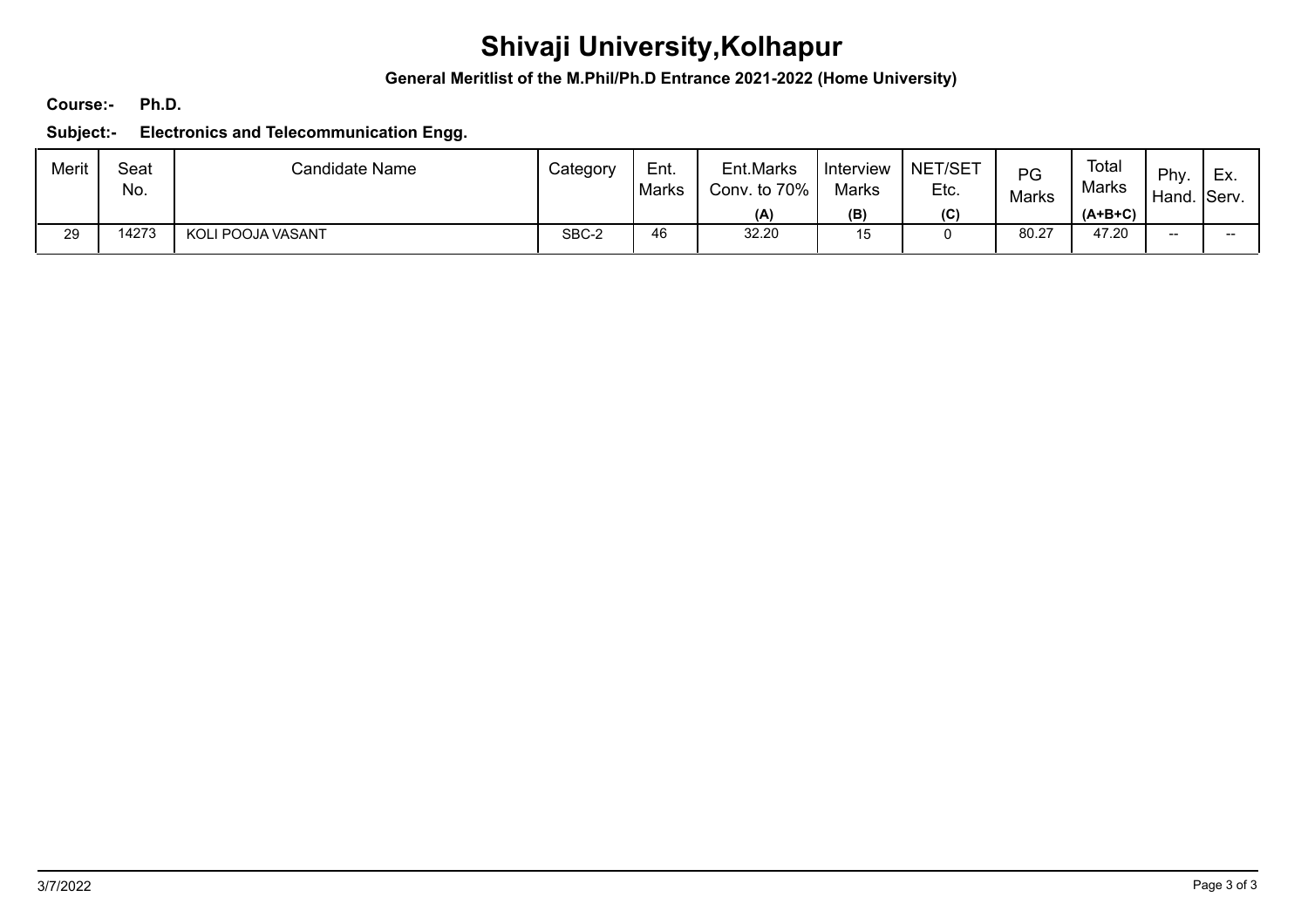# Shivaji University,Kolhapur

**General Meritlist of the M.Phil/Ph.D Entrance 2021-2022 (Home University)**

**Course:-** **Ph.D.**

**Subject:-** **Electronics and Telecommunication Engg.**

| Merit | Seat No. | Candidate Name | Category | Ent. Marks | Ent.Marks Conv. to 70% (A) | Interview Marks (B) | NET/SET Etc. (C) | PG Marks | Total Marks (A+B+C) | Phy. Hand. | Ex. Serv. |
|---|---|---|---|---|---|---|---|---|---|---|---|
| 29 | 14273 | KOLI POOJA VASANT | SBC-2 | 46 | 32.20 | 15 | 0 | 80.27 | 47.20 | -- | -- |

3/7/2022